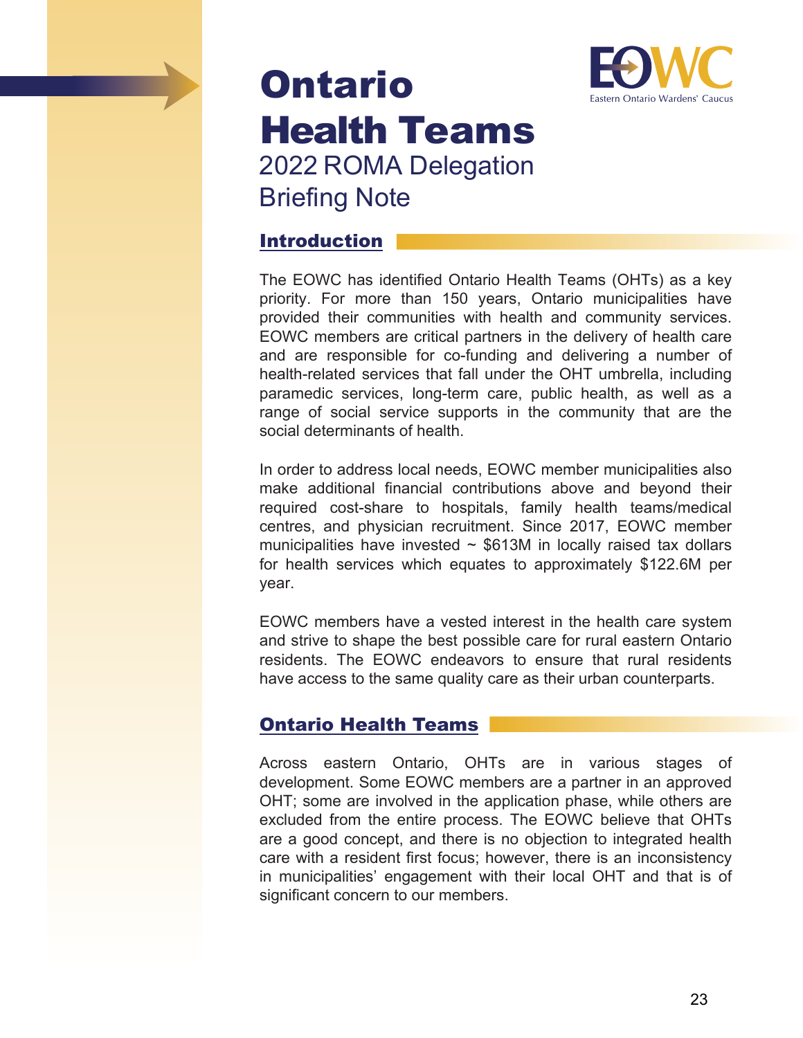# Ontario Health Teams

## 2022 ROMA Delegation Briefing Note

EOWC
Eastern Ontario Wardens' Caucus

## Introduction

The EOWC has identified Ontario Health Teams (OHTs) as a key priority. For more than 150 years, Ontario municipalities have provided their communities with health and community services. EOWC members are critical partners in the delivery of health care and are responsible for co-funding and delivering a number of health-related services that fall under the OHT umbrella, including paramedic services, long-term care, public health, as well as a range of social service supports in the community that are the social determinants of health.

In order to address local needs, EOWC member municipalities also make additional financial contributions above and beyond their required cost-share to hospitals, family health teams/medical centres, and physician recruitment. Since 2017, EOWC member municipalities have invested ~ $613M in locally raised tax dollars for health services which equates to approximately $122.6M per year.

EOWC members have a vested interest in the health care system and strive to shape the best possible care for rural eastern Ontario residents. The EOWC endeavors to ensure that rural residents have access to the same quality care as their urban counterparts.

## Ontario Health Teams

Across eastern Ontario, OHTs are in various stages of development. Some EOWC members are a partner in an approved OHT; some are involved in the application phase, while others are excluded from the entire process. The EOWC believe that OHTs are a good concept, and there is no objection to integrated health care with a resident first focus; however, there is an inconsistency in municipalities' engagement with their local OHT and that is of significant concern to our members.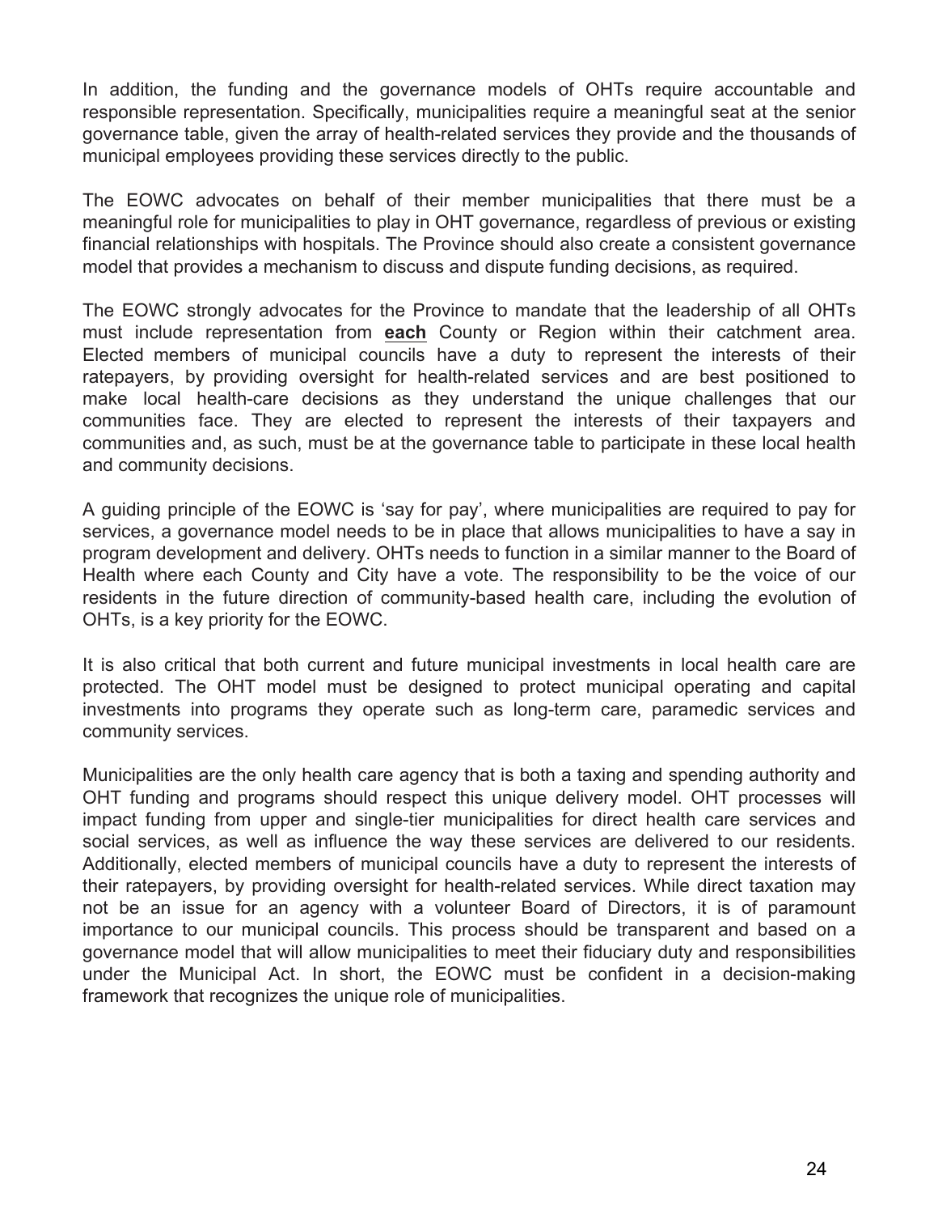In addition, the funding and the governance models of OHTs require accountable and responsible representation. Specifically, municipalities require a meaningful seat at the senior governance table, given the array of health-related services they provide and the thousands of municipal employees providing these services directly to the public.

The EOWC advocates on behalf of their member municipalities that there must be a meaningful role for municipalities to play in OHT governance, regardless of previous or existing financial relationships with hospitals. The Province should also create a consistent governance model that provides a mechanism to discuss and dispute funding decisions, as required.

The EOWC strongly advocates for the Province to mandate that the leadership of all OHTs must include representation from **each** County or Region within their catchment area. Elected members of municipal councils have a duty to represent the interests of their ratepayers, by providing oversight for health-related services and are best positioned to make local health-care decisions as they understand the unique challenges that our communities face. They are elected to represent the interests of their taxpayers and communities and, as such, must be at the governance table to participate in these local health and community decisions.

A guiding principle of the EOWC is 'say for pay', where municipalities are required to pay for services, a governance model needs to be in place that allows municipalities to have a say in program development and delivery. OHTs needs to function in a similar manner to the Board of Health where each County and City have a vote. The responsibility to be the voice of our residents in the future direction of community-based health care, including the evolution of OHTs, is a key priority for the EOWC.

It is also critical that both current and future municipal investments in local health care are protected. The OHT model must be designed to protect municipal operating and capital investments into programs they operate such as long-term care, paramedic services and community services.

Municipalities are the only health care agency that is both a taxing and spending authority and OHT funding and programs should respect this unique delivery model. OHT processes will impact funding from upper and single-tier municipalities for direct health care services and social services, as well as influence the way these services are delivered to our residents. Additionally, elected members of municipal councils have a duty to represent the interests of their ratepayers, by providing oversight for health-related services. While direct taxation may not be an issue for an agency with a volunteer Board of Directors, it is of paramount importance to our municipal councils. This process should be transparent and based on a governance model that will allow municipalities to meet their fiduciary duty and responsibilities under the Municipal Act. In short, the EOWC must be confident in a decision-making framework that recognizes the unique role of municipalities.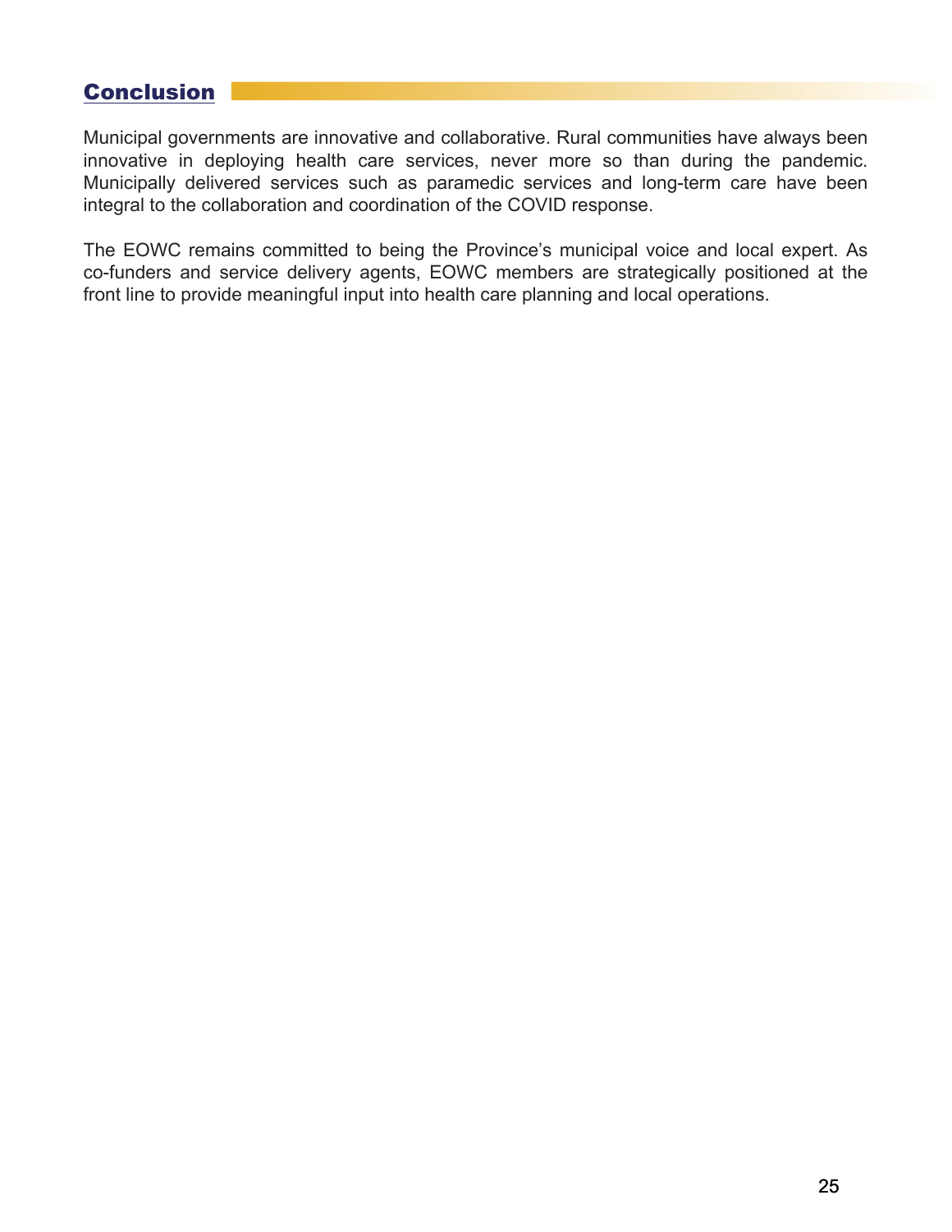## Conclusion

Municipal governments are innovative and collaborative. Rural communities have always been innovative in deploying health care services, never more so than during the pandemic. Municipally delivered services such as paramedic services and long-term care have been integral to the collaboration and coordination of the COVID response.

The EOWC remains committed to being the Province's municipal voice and local expert. As co-funders and service delivery agents, EOWC members are strategically positioned at the front line to provide meaningful input into health care planning and local operations.